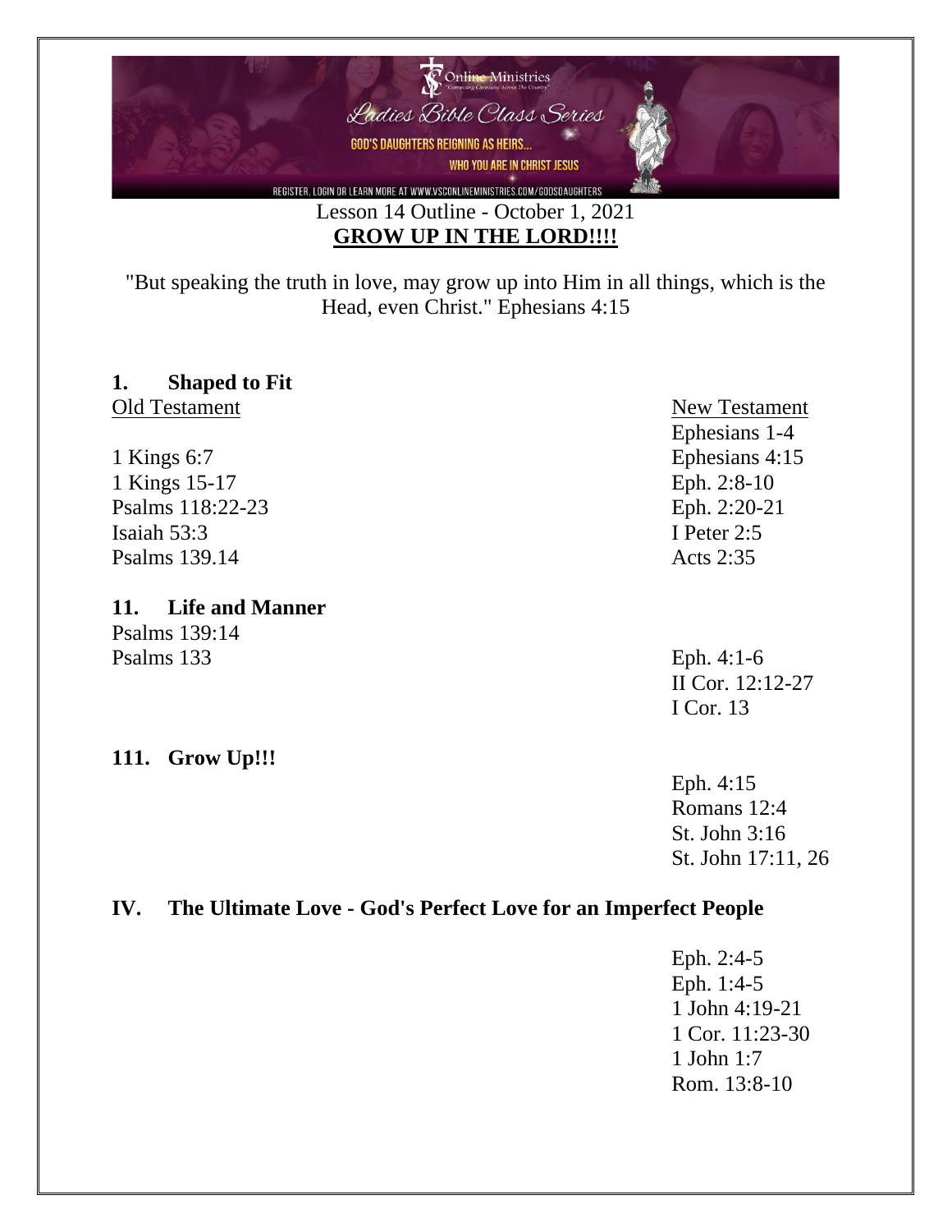Online Ministries

Ladies Bible Class Series

GOD'S DAUGHTERS REIGNING AS HEIRS...

WHO YOU ARE IN CHRIST JESUS

REGISTER, LOGIN OR LEARN MORE AT WWW.VSCONLINEMINISTRIES.COM/GODSDAUGHTERS

Lesson 14 Outline - October 1, 2021

# GROW UP IN THE LORD!!!!

"But speaking the truth in love, may grow up into Him in all things, which is the Head, even Christ." Ephesians 4:15

## 1. Shaped to Fit

| Old Testament | New Testament |
|---|---|
| | Ephesians 1-4 |
| 1 Kings 6:7 | Ephesians 4:15 |
| 1 Kings 15-17 | Eph. 2:8-10 |
| Psalms 118:22-23 | Eph. 2:20-21 |
| Isaiah 53:3 | I Peter 2:5 |
| Psalms 139.14 | Acts 2:35 |

## 11. Life and Manner

| Old Testament | New Testament |
|---|---|
| Psalms 139:14 | |
| Psalms 133 | Eph. 4:1-6 |
| | II Cor. 12:12-27 |
| | I Cor. 13 |

## 111. Grow Up!!!

Eph. 4:15
Romans 12:4
St. John 3:16
St. John 17:11, 26

## IV. The Ultimate Love - God's Perfect Love for an Imperfect People

Eph. 2:4-5
Eph. 1:4-5
1 John 4:19-21
1 Cor. 11:23-30
1 John 1:7
Rom. 13:8-10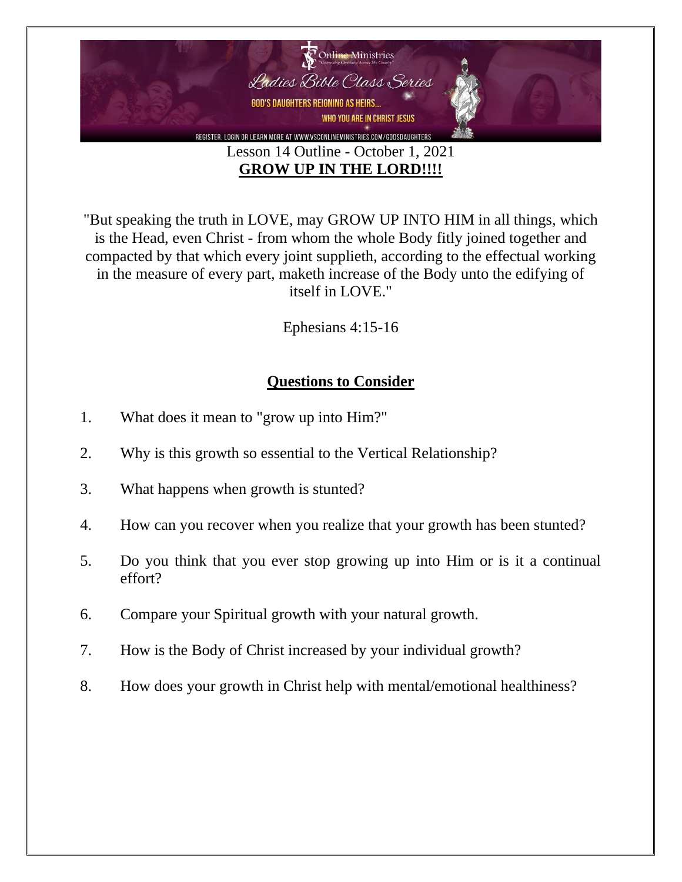Online Ministries

"Connecting Christians Across The Country"

Ladies Bible Class Series

GOD'S DAUGHTERS REIGNING AS HEIRS...

WHO YOU ARE IN CHRIST JESUS

REGISTER, LOGIN OR LEARN MORE AT WWW.VSCONLINEMINISTRIES.COM/GODSDAUGHTERS

Lesson 14 Outline - October 1, 2021

**GROW UP IN THE LORD!!!!**

"But speaking the truth in LOVE, may GROW UP INTO HIM in all things, which is the Head, even Christ - from whom the whole Body fitly joined together and compacted by that which every joint supplieth, according to the effectual working in the measure of every part, maketh increase of the Body unto the edifying of itself in LOVE."

Ephesians 4:15-16

## Questions to Consider

1. What does it mean to "grow up into Him?"
2. Why is this growth so essential to the Vertical Relationship?
3. What happens when growth is stunted?
4. How can you recover when you realize that your growth has been stunted?
5. Do you think that you ever stop growing up into Him or is it a continual effort?
6. Compare your Spiritual growth with your natural growth.
7. How is the Body of Christ increased by your individual growth?
8. How does your growth in Christ help with mental/emotional healthiness?